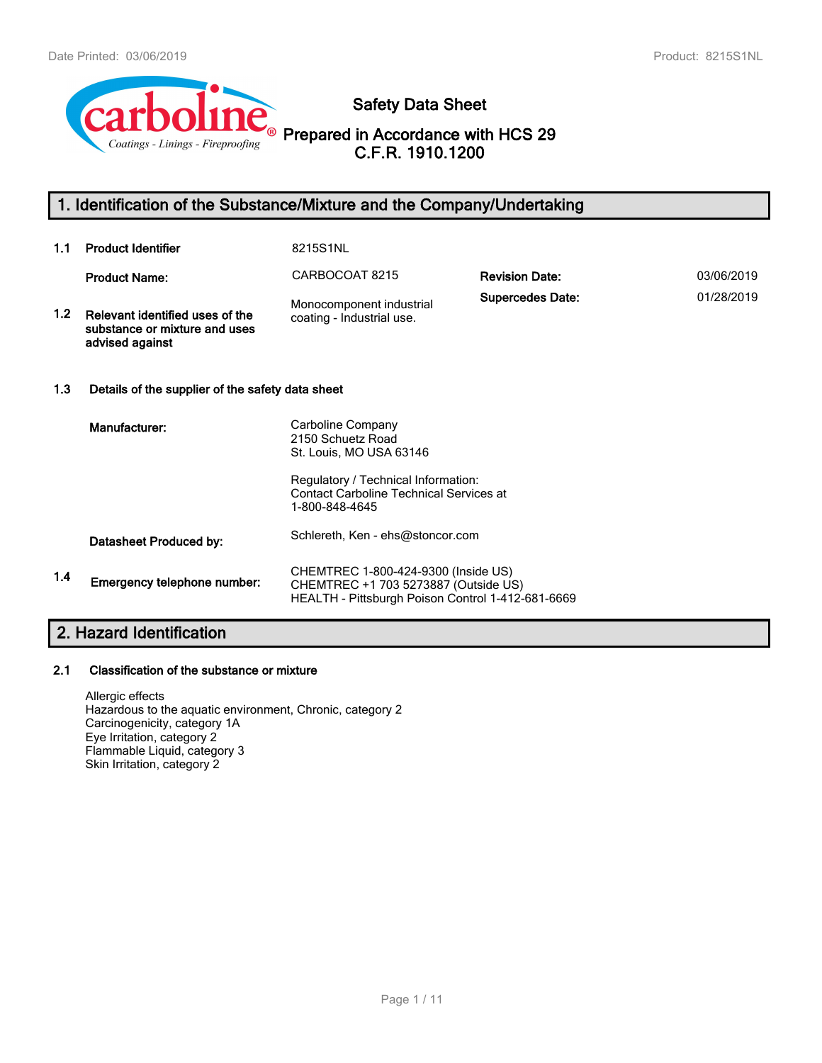# Safety Data Sheet

**Prepared in Accordance with HCS 29 C.F.R. 1910.1200**

## 1. Identification of the Substance/Mixture and the Company/Undertaking

**1.1 Product Identifier** 8215S1NL

**Product Name:** CARBOCOAT 8215

**Revision Date:** 03/06/2019

**Supercedes Date:** 01/28/2019

**1.2 Relevant identified uses of the substance or mixture and uses advised against**

Monocomponent industrial coating - Industrial use.

**1.3 Details of the supplier of the safety data sheet**

**Manufacturer:**

Carboline Company
2150 Schuetz Road
St. Louis, MO USA 63146

Regulatory / Technical Information:
Contact Carboline Technical Services at
1-800-848-4645

**Datasheet Produced by:** Schlereth, Ken - ehs@stoncor.com

**1.4 Emergency telephone number:**

CHEMTREC 1-800-424-9300 (Inside US)
CHEMTREC +1 703 5273887 (Outside US)
HEALTH - Pittsburgh Poison Control 1-412-681-6669

## 2. Hazard Identification

**2.1 Classification of the substance or mixture**

Allergic effects
Hazardous to the aquatic environment, Chronic, category 2
Carcinogenicity, category 1A
Eye Irritation, category 2
Flammable Liquid, category 3
Skin Irritation, category 2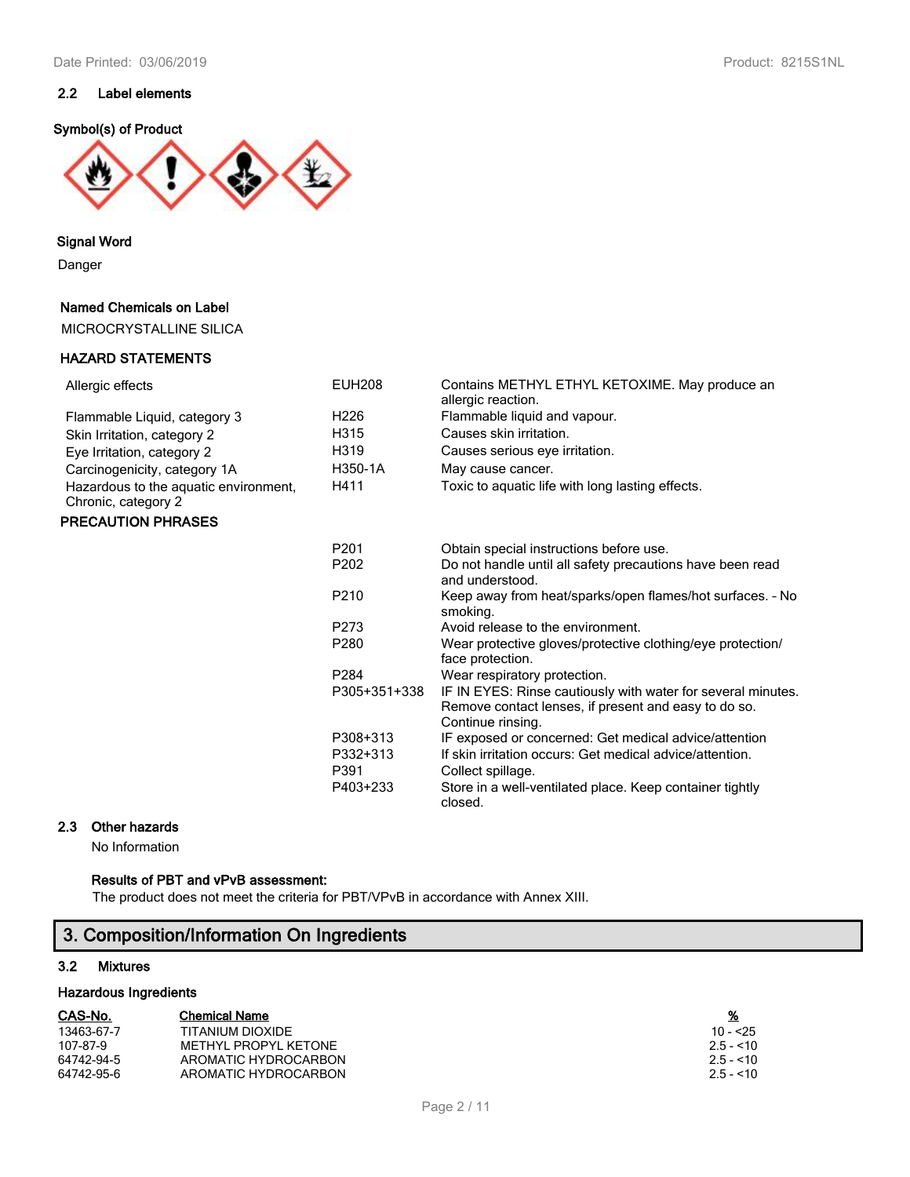### 2.2 Label elements

**Symbol(s) of Product**

**Signal Word**

Danger

**Named Chemicals on Label**

MICROCRYSTALLINE SILICA

**HAZARD STATEMENTS**

| | | |
|---|---|---|
| Allergic effects | EUH208 | Contains METHYL ETHYL KETOXIME. May produce an allergic reaction. |
| Flammable Liquid, category 3 | H226 | Flammable liquid and vapour. |
| Skin Irritation, category 2 | H315 | Causes skin irritation. |
| Eye Irritation, category 2 | H319 | Causes serious eye irritation. |
| Carcinogenicity, category 1A | H350-1A | May cause cancer. |
| Hazardous to the aquatic environment, Chronic, category 2 | H411 | Toxic to aquatic life with long lasting effects. |

**PRECAUTION PHRASES**

| | |
|---|---|
| P201 | Obtain special instructions before use. |
| P202 | Do not handle until all safety precautions have been read and understood. |
| P210 | Keep away from heat/sparks/open flames/hot surfaces. - No smoking. |
| P273 | Avoid release to the environment. |
| P280 | Wear protective gloves/protective clothing/eye protection/ face protection. |
| P284 | Wear respiratory protection. |
| P305+351+338 | IF IN EYES: Rinse cautiously with water for several minutes. Remove contact lenses, if present and easy to do so. Continue rinsing. |
| P308+313 | IF exposed or concerned: Get medical advice/attention |
| P332+313 | If skin irritation occurs: Get medical advice/attention. |
| P391 | Collect spillage. |
| P403+233 | Store in a well-ventilated place. Keep container tightly closed. |

### 2.3 Other hazards

No Information

**Results of PBT and vPvB assessment:**

The product does not meet the criteria for PBT/VPvB in accordance with Annex XIII.

## 3. Composition/Information On Ingredients

### 3.2 Mixtures

**Hazardous Ingredients**

| CAS-No. | Chemical Name | % |
|---|---|---|
| 13463-67-7 | TITANIUM DIOXIDE | 10 - <25 |
| 107-87-9 | METHYL PROPYL KETONE | 2.5 - <10 |
| 64742-94-5 | AROMATIC HYDROCARBON | 2.5 - <10 |
| 64742-95-6 | AROMATIC HYDROCARBON | 2.5 - <10 |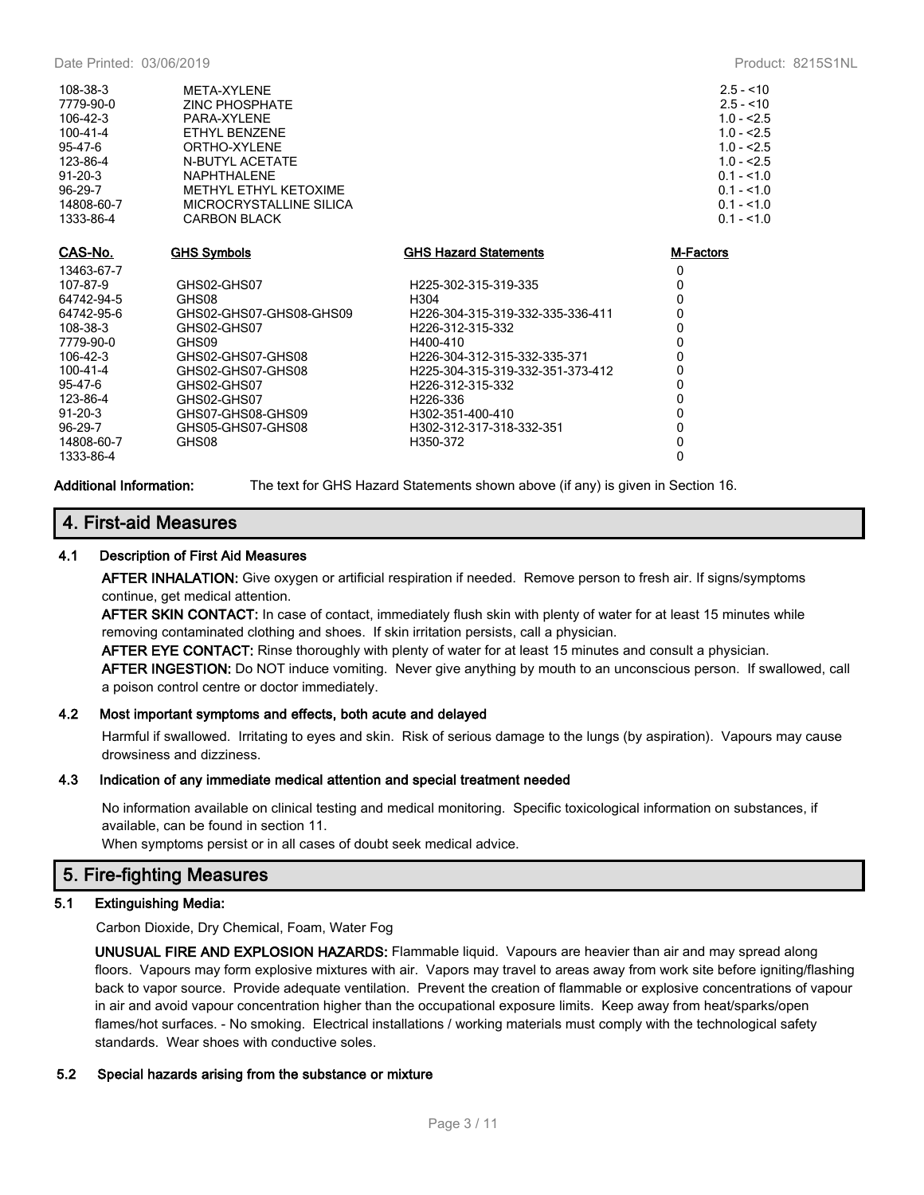| | | |
|---|---|---|
| 108-38-3 | META-XYLENE | 2.5 - <10 |
| 7779-90-0 | ZINC PHOSPHATE | 2.5 - <10 |
| 106-42-3 | PARA-XYLENE | 1.0 - <2.5 |
| 100-41-4 | ETHYL BENZENE | 1.0 - <2.5 |
| 95-47-6 | ORTHO-XYLENE | 1.0 - <2.5 |
| 123-86-4 | N-BUTYL ACETATE | 1.0 - <2.5 |
| 91-20-3 | NAPHTHALENE | 0.1 - <1.0 |
| 96-29-7 | METHYL ETHYL KETOXIME | 0.1 - <1.0 |
| 14808-60-7 | MICROCRYSTALLINE SILICA | 0.1 - <1.0 |
| 1333-86-4 | CARBON BLACK | 0.1 - <1.0 |

| CAS-No. | GHS Symbols | GHS Hazard Statements | M-Factors |
|---|---|---|---|
| 13463-67-7 | | | 0 |
| 107-87-9 | GHS02-GHS07 | H225-302-315-319-335 | 0 |
| 64742-94-5 | GHS08 | H304 | 0 |
| 64742-95-6 | GHS02-GHS07-GHS08-GHS09 | H226-304-315-319-332-335-336-411 | 0 |
| 108-38-3 | GHS02-GHS07 | H226-312-315-332 | 0 |
| 7779-90-0 | GHS09 | H400-410 | 0 |
| 106-42-3 | GHS02-GHS07-GHS08 | H226-304-312-315-332-335-371 | 0 |
| 100-41-4 | GHS02-GHS07-GHS08 | H225-304-315-319-332-351-373-412 | 0 |
| 95-47-6 | GHS02-GHS07 | H226-312-315-332 | 0 |
| 123-86-4 | GHS02-GHS07 | H226-336 | 0 |
| 91-20-3 | GHS07-GHS08-GHS09 | H302-351-400-410 | 0 |
| 96-29-7 | GHS05-GHS07-GHS08 | H302-312-317-318-332-351 | 0 |
| 14808-60-7 | GHS08 | H350-372 | 0 |
| 1333-86-4 | | | 0 |

**Additional Information:** The text for GHS Hazard Statements shown above (if any) is given in Section 16.

## 4. First-aid Measures

### 4.1 Description of First Aid Measures

**AFTER INHALATION:** Give oxygen or artificial respiration if needed. Remove person to fresh air. If signs/symptoms continue, get medical attention.

**AFTER SKIN CONTACT:** In case of contact, immediately flush skin with plenty of water for at least 15 minutes while removing contaminated clothing and shoes. If skin irritation persists, call a physician.

**AFTER EYE CONTACT:** Rinse thoroughly with plenty of water for at least 15 minutes and consult a physician.

**AFTER INGESTION:** Do NOT induce vomiting. Never give anything by mouth to an unconscious person. If swallowed, call a poison control centre or doctor immediately.

### 4.2 Most important symptoms and effects, both acute and delayed

Harmful if swallowed. Irritating to eyes and skin. Risk of serious damage to the lungs (by aspiration). Vapours may cause drowsiness and dizziness.

### 4.3 Indication of any immediate medical attention and special treatment needed

No information available on clinical testing and medical monitoring. Specific toxicological information on substances, if available, can be found in section 11.

When symptoms persist or in all cases of doubt seek medical advice.

## 5. Fire-fighting Measures

### 5.1 Extinguishing Media:

Carbon Dioxide, Dry Chemical, Foam, Water Fog

**UNUSUAL FIRE AND EXPLOSION HAZARDS:** Flammable liquid. Vapours are heavier than air and may spread along floors. Vapours may form explosive mixtures with air. Vapors may travel to areas away from work site before igniting/flashing back to vapor source. Provide adequate ventilation. Prevent the creation of flammable or explosive concentrations of vapour in air and avoid vapour concentration higher than the occupational exposure limits. Keep away from heat/sparks/open flames/hot surfaces. - No smoking. Electrical installations / working materials must comply with the technological safety standards. Wear shoes with conductive soles.

### 5.2 Special hazards arising from the substance or mixture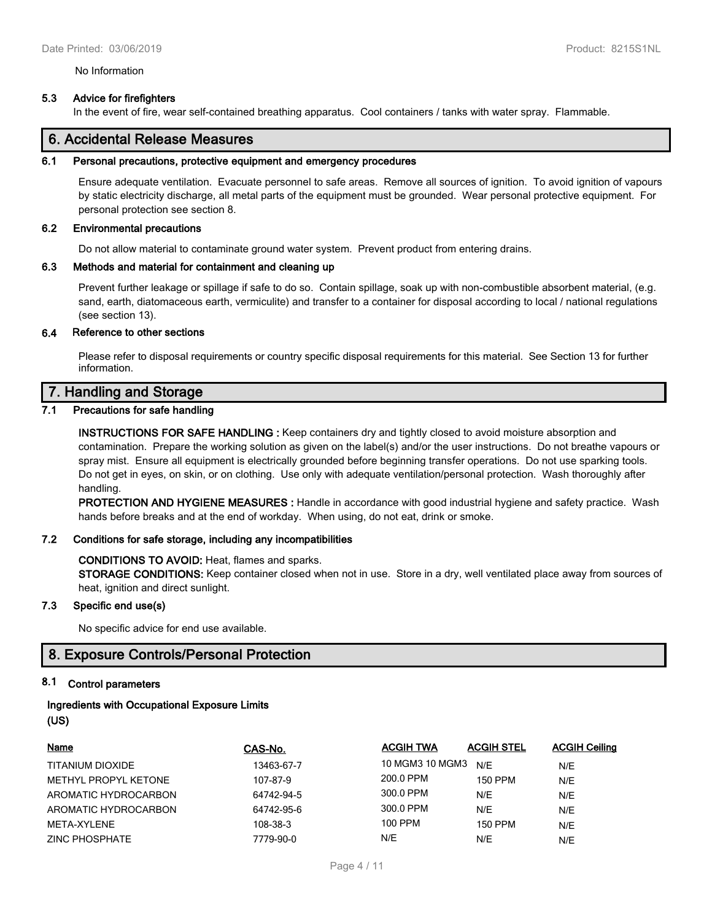No Information

### 5.3 Advice for firefighters

In the event of fire, wear self-contained breathing apparatus. Cool containers / tanks with water spray. Flammable.

## 6. Accidental Release Measures

### 6.1 Personal precautions, protective equipment and emergency procedures

Ensure adequate ventilation. Evacuate personnel to safe areas. Remove all sources of ignition. To avoid ignition of vapours by static electricity discharge, all metal parts of the equipment must be grounded. Wear personal protective equipment. For personal protection see section 8.

### 6.2 Environmental precautions

Do not allow material to contaminate ground water system. Prevent product from entering drains.

### 6.3 Methods and material for containment and cleaning up

Prevent further leakage or spillage if safe to do so. Contain spillage, soak up with non-combustible absorbent material, (e.g. sand, earth, diatomaceous earth, vermiculite) and transfer to a container for disposal according to local / national regulations (see section 13).

### 6.4 Reference to other sections

Please refer to disposal requirements or country specific disposal requirements for this material. See Section 13 for further information.

## 7. Handling and Storage

### 7.1 Precautions for safe handling

**INSTRUCTIONS FOR SAFE HANDLING :** Keep containers dry and tightly closed to avoid moisture absorption and contamination. Prepare the working solution as given on the label(s) and/or the user instructions. Do not breathe vapours or spray mist. Ensure all equipment is electrically grounded before beginning transfer operations. Do not use sparking tools. Do not get in eyes, on skin, or on clothing. Use only with adequate ventilation/personal protection. Wash thoroughly after handling.

**PROTECTION AND HYGIENE MEASURES :** Handle in accordance with good industrial hygiene and safety practice. Wash hands before breaks and at the end of workday. When using, do not eat, drink or smoke.

### 7.2 Conditions for safe storage, including any incompatibilities

**CONDITIONS TO AVOID:** Heat, flames and sparks.

**STORAGE CONDITIONS:** Keep container closed when not in use. Store in a dry, well ventilated place away from sources of heat, ignition and direct sunlight.

### 7.3 Specific end use(s)

No specific advice for end use available.

## 8. Exposure Controls/Personal Protection

### 8.1 Control parameters

**Ingredients with Occupational Exposure Limits (US)**

| Name | CAS-No. | ACGIH TWA | ACGIH STEL | ACGIH Ceiling |
|---|---|---|---|---|
| TITANIUM DIOXIDE | 13463-67-7 | 10 MGM3 10 MGM3 | N/E | N/E |
| METHYL PROPYL KETONE | 107-87-9 | 200.0 PPM | 150 PPM | N/E |
| AROMATIC HYDROCARBON | 64742-94-5 | 300.0 PPM | N/E | N/E |
| AROMATIC HYDROCARBON | 64742-95-6 | 300.0 PPM | N/E | N/E |
| META-XYLENE | 108-38-3 | 100 PPM | 150 PPM | N/E |
| ZINC PHOSPHATE | 7779-90-0 | N/E | N/E | N/E |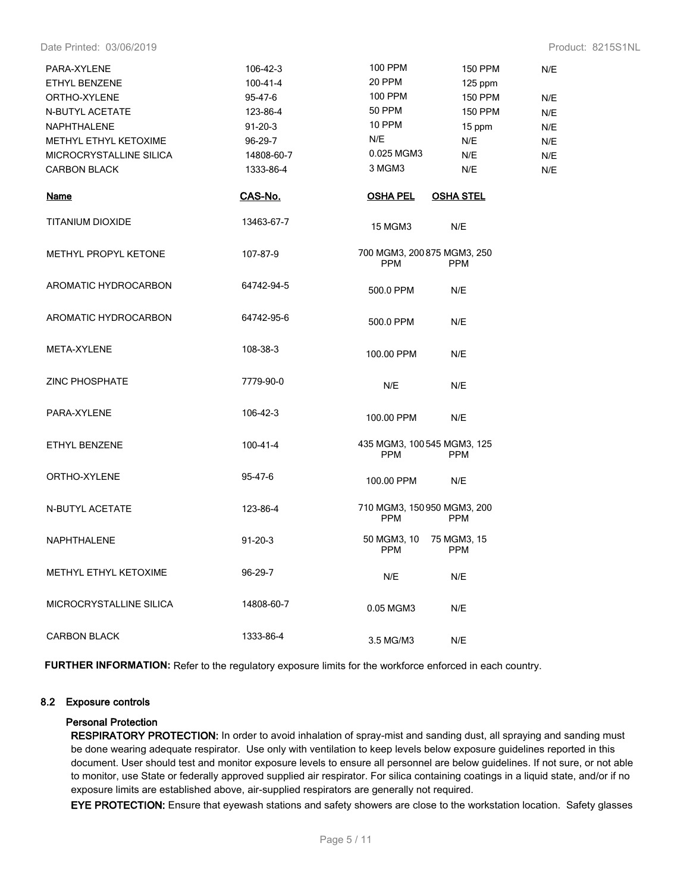| | | | | |
|---|---|---|---|---|
| PARA-XYLENE | 106-42-3 | 100 PPM | 150 PPM | N/E |
| ETHYL BENZENE | 100-41-4 | 20 PPM | 125 ppm | |
| ORTHO-XYLENE | 95-47-6 | 100 PPM | 150 PPM | N/E |
| N-BUTYL ACETATE | 123-86-4 | 50 PPM | 150 PPM | N/E |
| NAPHTHALENE | 91-20-3 | 10 PPM | 15 ppm | N/E |
| METHYL ETHYL KETOXIME | 96-29-7 | N/E | N/E | N/E |
| MICROCRYSTALLINE SILICA | 14808-60-7 | 0.025 MGM3 | N/E | N/E |
| CARBON BLACK | 1333-86-4 | 3 MGM3 | N/E | N/E |

| **Name** | **CAS-No.** | **OSHA PEL** | **OSHA STEL** |
|---|---|---|---|
| TITANIUM DIOXIDE | 13463-67-7 | 15 MGM3 | N/E |
| METHYL PROPYL KETONE | 107-87-9 | 700 MGM3, 200 PPM | 875 MGM3, 250 PPM |
| AROMATIC HYDROCARBON | 64742-94-5 | 500.0 PPM | N/E |
| AROMATIC HYDROCARBON | 64742-95-6 | 500.0 PPM | N/E |
| META-XYLENE | 108-38-3 | 100.00 PPM | N/E |
| ZINC PHOSPHATE | 7779-90-0 | N/E | N/E |
| PARA-XYLENE | 106-42-3 | 100.00 PPM | N/E |
| ETHYL BENZENE | 100-41-4 | 435 MGM3, 100 PPM | 545 MGM3, 125 PPM |
| ORTHO-XYLENE | 95-47-6 | 100.00 PPM | N/E |
| N-BUTYL ACETATE | 123-86-4 | 710 MGM3, 150 PPM | 950 MGM3, 200 PPM |
| NAPHTHALENE | 91-20-3 | 50 MGM3, 10 PPM | 75 MGM3, 15 PPM |
| METHYL ETHYL KETOXIME | 96-29-7 | N/E | N/E |
| MICROCRYSTALLINE SILICA | 14808-60-7 | 0.05 MGM3 | N/E |
| CARBON BLACK | 1333-86-4 | 3.5 MG/M3 | N/E |

**FURTHER INFORMATION:** Refer to the regulatory exposure limits for the workforce enforced in each country.

### 8.2 Exposure controls

#### Personal Protection

**RESPIRATORY PROTECTION:** In order to avoid inhalation of spray-mist and sanding dust, all spraying and sanding must be done wearing adequate respirator. Use only with ventilation to keep levels below exposure guidelines reported in this document. User should test and monitor exposure levels to ensure all personnel are below guidelines. If not sure, or not able to monitor, use State or federally approved supplied air respirator. For silica containing coatings in a liquid state, and/or if no exposure limits are established above, air-supplied respirators are generally not required.

**EYE PROTECTION:** Ensure that eyewash stations and safety showers are close to the workstation location. Safety glasses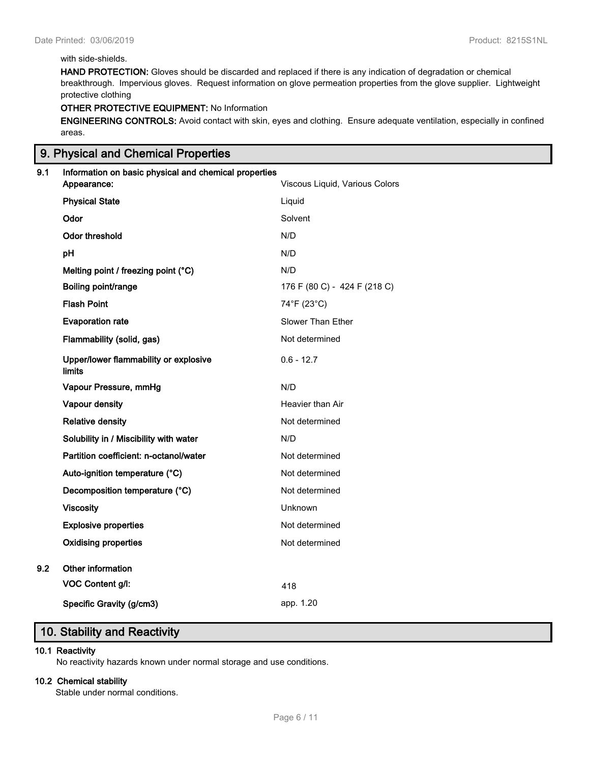with side-shields.

**HAND PROTECTION:** Gloves should be discarded and replaced if there is any indication of degradation or chemical breakthrough. Impervious gloves. Request information on glove permeation properties from the glove supplier. Lightweight protective clothing

**OTHER PROTECTIVE EQUIPMENT:** No Information

**ENGINEERING CONTROLS:** Avoid contact with skin, eyes and clothing. Ensure adequate ventilation, especially in confined areas.

## 9. Physical and Chemical Properties

**9.1 Information on basic physical and chemical properties**

| Property | Value |
|---|---|
| **Appearance:** | Viscous Liquid, Various Colors |
| **Physical State** | Liquid |
| **Odor** | Solvent |
| **Odor threshold** | N/D |
| **pH** | N/D |
| **Melting point / freezing point (°C)** | N/D |
| **Boiling point/range** | 176 F (80 C) - 424 F (218 C) |
| **Flash Point** | 74°F (23°C) |
| **Evaporation rate** | Slower Than Ether |
| **Flammability (solid, gas)** | Not determined |
| **Upper/lower flammability or explosive limits** | 0.6 - 12.7 |
| **Vapour Pressure, mmHg** | N/D |
| **Vapour density** | Heavier than Air |
| **Relative density** | Not determined |
| **Solubility in / Miscibility with water** | N/D |
| **Partition coefficient: n-octanol/water** | Not determined |
| **Auto-ignition temperature (°C)** | Not determined |
| **Decomposition temperature (°C)** | Not determined |
| **Viscosity** | Unknown |
| **Explosive properties** | Not determined |
| **Oxidising properties** | Not determined |

**9.2 Other information**

| Property | Value |
|---|---|
| **VOC Content g/l:** | 418 |
| **Specific Gravity (g/cm3)** | app. 1.20 |

## 10. Stability and Reactivity

**10.1 Reactivity**

No reactivity hazards known under normal storage and use conditions.

**10.2 Chemical stability**

Stable under normal conditions.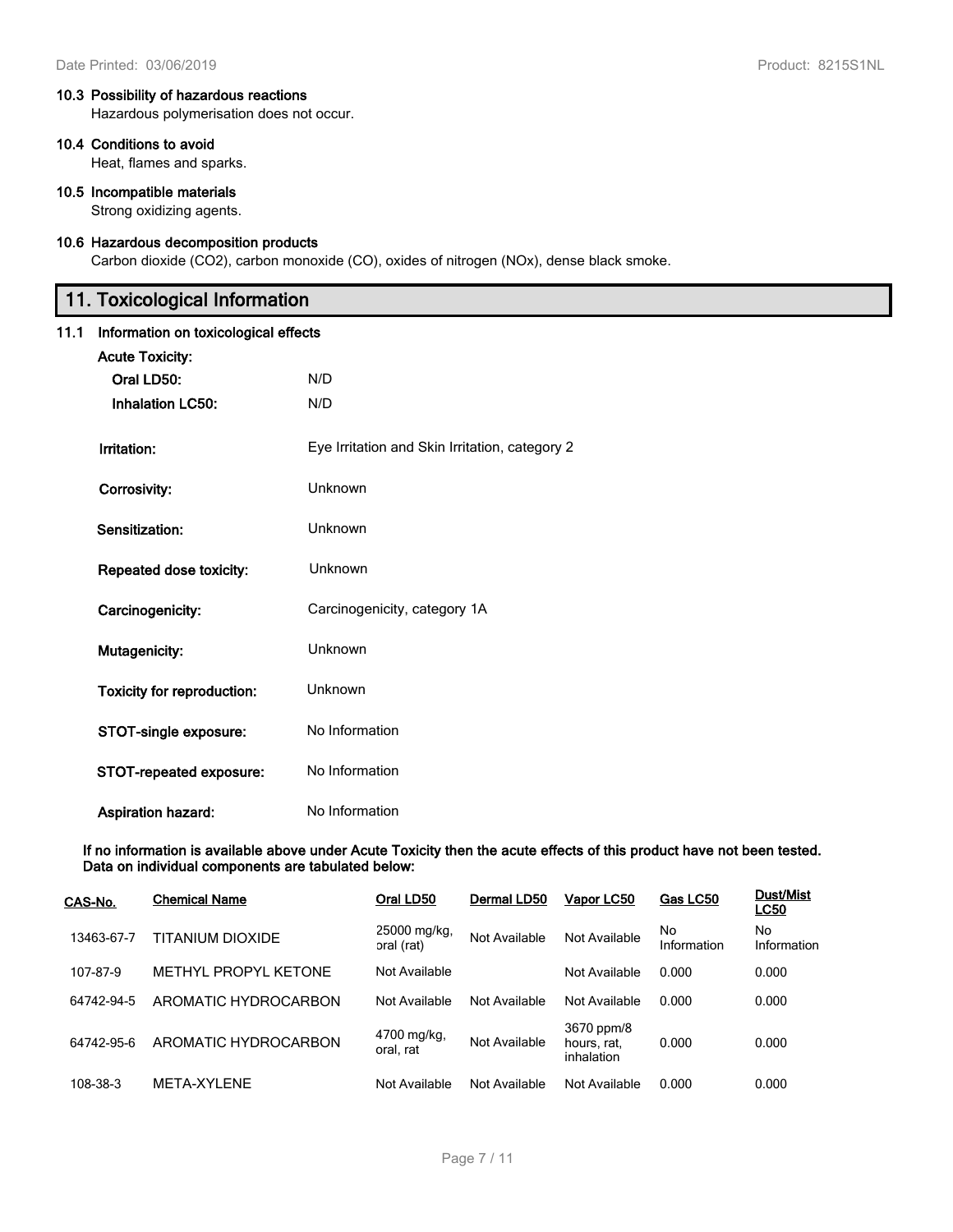### 10.3 Possibility of hazardous reactions

Hazardous polymerisation does not occur.

### 10.4 Conditions to avoid

Heat, flames and sparks.

### 10.5 Incompatible materials

Strong oxidizing agents.

### 10.6 Hazardous decomposition products

Carbon dioxide ($CO_2$), carbon monoxide (CO), oxides of nitrogen (NOx), dense black smoke.

## 11. Toxicological Information

### 11.1 Information on toxicological effects

**Acute Toxicity:**

**Oral LD50:** N/D

**Inhalation LC50:** N/D

**Irritation:** Eye Irritation and Skin Irritation, category 2

**Corrosivity:** Unknown

**Sensitization:** Unknown

**Repeated dose toxicity:** Unknown

**Carcinogenicity:** Carcinogenicity, category 1A

**Mutagenicity:** Unknown

**Toxicity for reproduction:** Unknown

**STOT-single exposure:** No Information

**STOT-repeated exposure:** No Information

**Aspiration hazard:** No Information

**If no information is available above under Acute Toxicity then the acute effects of this product have not been tested. Data on individual components are tabulated below:**

| CAS-No. | Chemical Name | Oral LD50 | Dermal LD50 | Vapor LC50 | Gas LC50 | Dust/Mist LC50 |
|---|---|---|---|---|---|---|
| 13463-67-7 | TITANIUM DIOXIDE | 25000 mg/kg, oral (rat) | Not Available | Not Available | No Information | No Information |
| 107-87-9 | METHYL PROPYL KETONE | Not Available | | Not Available | 0.000 | 0.000 |
| 64742-94-5 | AROMATIC HYDROCARBON | Not Available | Not Available | Not Available | 0.000 | 0.000 |
| 64742-95-6 | AROMATIC HYDROCARBON | 4700 mg/kg, oral, rat | Not Available | 3670 ppm/8 hours, rat, inhalation | 0.000 | 0.000 |
| 108-38-3 | META-XYLENE | Not Available | Not Available | Not Available | 0.000 | 0.000 |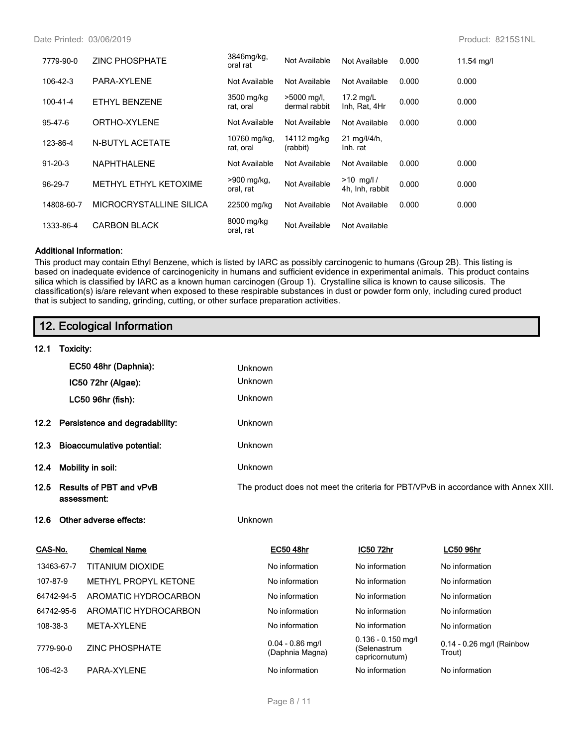| | | | | | | |
|---|---|---|---|---|---|---|
| 7779-90-0 | ZINC PHOSPHATE | 3846mg/kg, oral rat | Not Available | Not Available | 0.000 | 11.54 mg/l |
| 106-42-3 | PARA-XYLENE | Not Available | Not Available | Not Available | 0.000 | 0.000 |
| 100-41-4 | ETHYL BENZENE | 3500 mg/kg rat, oral | >5000 mg/l, dermal rabbit | 17.2 mg/L Inh, Rat, 4Hr | 0.000 | 0.000 |
| 95-47-6 | ORTHO-XYLENE | Not Available | Not Available | Not Available | 0.000 | 0.000 |
| 123-86-4 | N-BUTYL ACETATE | 10760 mg/kg, rat, oral | 14112 mg/kg (rabbit) | 21 mg/l/4/h, Inh. rat | | |
| 91-20-3 | NAPHTHALENE | Not Available | Not Available | Not Available | 0.000 | 0.000 |
| 96-29-7 | METHYL ETHYL KETOXIME | >900 mg/kg, oral, rat | Not Available | >10 mg/l / 4h, Inh, rabbit | 0.000 | 0.000 |
| 14808-60-7 | MICROCRYSTALLINE SILICA | 22500 mg/kg | Not Available | Not Available | 0.000 | 0.000 |
| 1333-86-4 | CARBON BLACK | 8000 mg/kg oral, rat | Not Available | Not Available | | |

**Additional Information:**

This product may contain Ethyl Benzene, which is listed by IARC as possibly carcinogenic to humans (Group 2B). This listing is based on inadequate evidence of carcinogenicity in humans and sufficient evidence in experimental animals. This product contains silica which is classified by IARC as a known human carcinogen (Group 1). Crystalline silica is known to cause silicosis. The classification(s) is/are relevant when exposed to these respirable substances in dust or powder form only, including cured product that is subject to sanding, grinding, cutting, or other surface preparation activities.

## 12. Ecological Information

**12.1 Toxicity:**

**EC50 48hr (Daphnia):** Unknown

**IC50 72hr (Algae):** Unknown

**LC50 96hr (fish):** Unknown

**12.2 Persistence and degradability:** Unknown

**12.3 Bioaccumulative potential:** Unknown

**12.4 Mobility in soil:** Unknown

**12.5 Results of PBT and vPvB assessment:** The product does not meet the criteria for PBT/VPvB in accordance with Annex XIII.

**12.6 Other adverse effects:** Unknown

| CAS-No. | Chemical Name | EC50 48hr | IC50 72hr | LC50 96hr |
|---|---|---|---|---|
| 13463-67-7 | TITANIUM DIOXIDE | No information | No information | No information |
| 107-87-9 | METHYL PROPYL KETONE | No information | No information | No information |
| 64742-94-5 | AROMATIC HYDROCARBON | No information | No information | No information |
| 64742-95-6 | AROMATIC HYDROCARBON | No information | No information | No information |
| 108-38-3 | META-XYLENE | No information | No information | No information |
| 7779-90-0 | ZINC PHOSPHATE | 0.04 - 0.86 mg/l (Daphnia Magna) | 0.136 - 0.150 mg/l (Selenastrum capricornutum) | 0.14 - 0.26 mg/l (Rainbow Trout) |
| 106-42-3 | PARA-XYLENE | No information | No information | No information |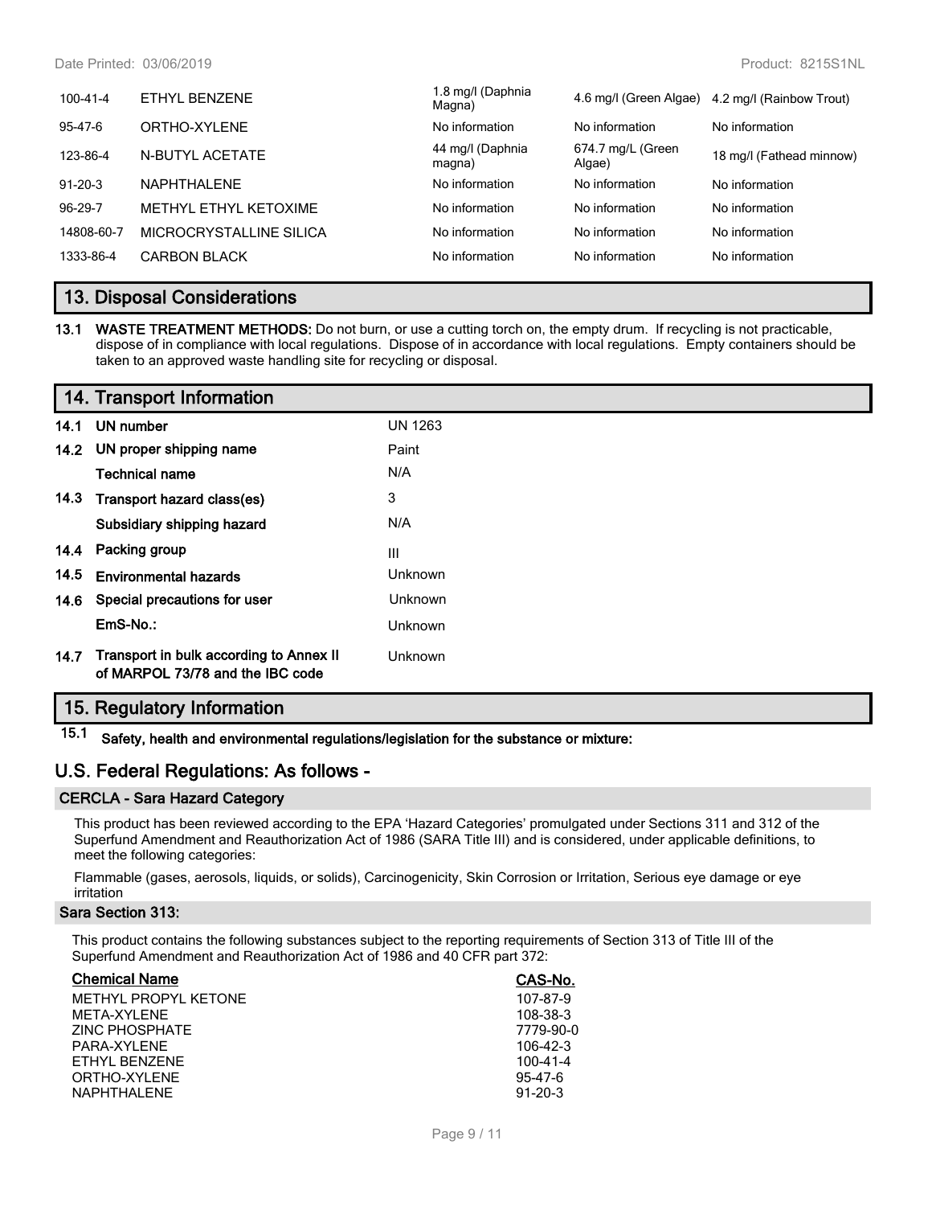| | | | | |
|---|---|---|---|---|
| 100-41-4 | ETHYL BENZENE | 1.8 mg/l (Daphnia Magna) | 4.6 mg/l (Green Algae) | 4.2 mg/l (Rainbow Trout) |
| 95-47-6 | ORTHO-XYLENE | No information | No information | No information |
| 123-86-4 | N-BUTYL ACETATE | 44 mg/l (Daphnia magna) | 674.7 mg/L (Green Algae) | 18 mg/l (Fathead minnow) |
| 91-20-3 | NAPHTHALENE | No information | No information | No information |
| 96-29-7 | METHYL ETHYL KETOXIME | No information | No information | No information |
| 14808-60-7 | MICROCRYSTALLINE SILICA | No information | No information | No information |
| 1333-86-4 | CARBON BLACK | No information | No information | No information |

## 13. Disposal Considerations

**13.1 WASTE TREATMENT METHODS:** Do not burn, or use a cutting torch on, the empty drum. If recycling is not practicable, dispose of in compliance with local regulations. Dispose of in accordance with local regulations. Empty containers should be taken to an approved waste handling site for recycling or disposal.

## 14. Transport Information

| | | |
|---|---|---|
| **14.1** | **UN number** | UN 1263 |
| **14.2** | **UN proper shipping name** | Paint |
| | **Technical name** | N/A |
| **14.3** | **Transport hazard class(es)** | 3 |
| | **Subsidiary shipping hazard** | N/A |
| **14.4** | **Packing group** | III |
| **14.5** | **Environmental hazards** | Unknown |
| **14.6** | **Special precautions for user** | Unknown |
| | **EmS-No.:** | Unknown |
| **14.7** | **Transport in bulk according to Annex II of MARPOL 73/78 and the IBC code** | Unknown |

## 15. Regulatory Information

**15.1 Safety, health and environmental regulations/legislation for the substance or mixture:**

## U.S. Federal Regulations: As follows -

### CERCLA - Sara Hazard Category

This product has been reviewed according to the EPA 'Hazard Categories' promulgated under Sections 311 and 312 of the Superfund Amendment and Reauthorization Act of 1986 (SARA Title III) and is considered, under applicable definitions, to meet the following categories:

Flammable (gases, aerosols, liquids, or solids), Carcinogenicity, Skin Corrosion or Irritation, Serious eye damage or eye irritation

### Sara Section 313:

This product contains the following substances subject to the reporting requirements of Section 313 of Title III of the Superfund Amendment and Reauthorization Act of 1986 and 40 CFR part 372:

| Chemical Name | CAS-No. |
|---|---|
| METHYL PROPYL KETONE | 107-87-9 |
| META-XYLENE | 108-38-3 |
| ZINC PHOSPHATE | 7779-90-0 |
| PARA-XYLENE | 106-42-3 |
| ETHYL BENZENE | 100-41-4 |
| ORTHO-XYLENE | 95-47-6 |
| NAPHTHALENE | 91-20-3 |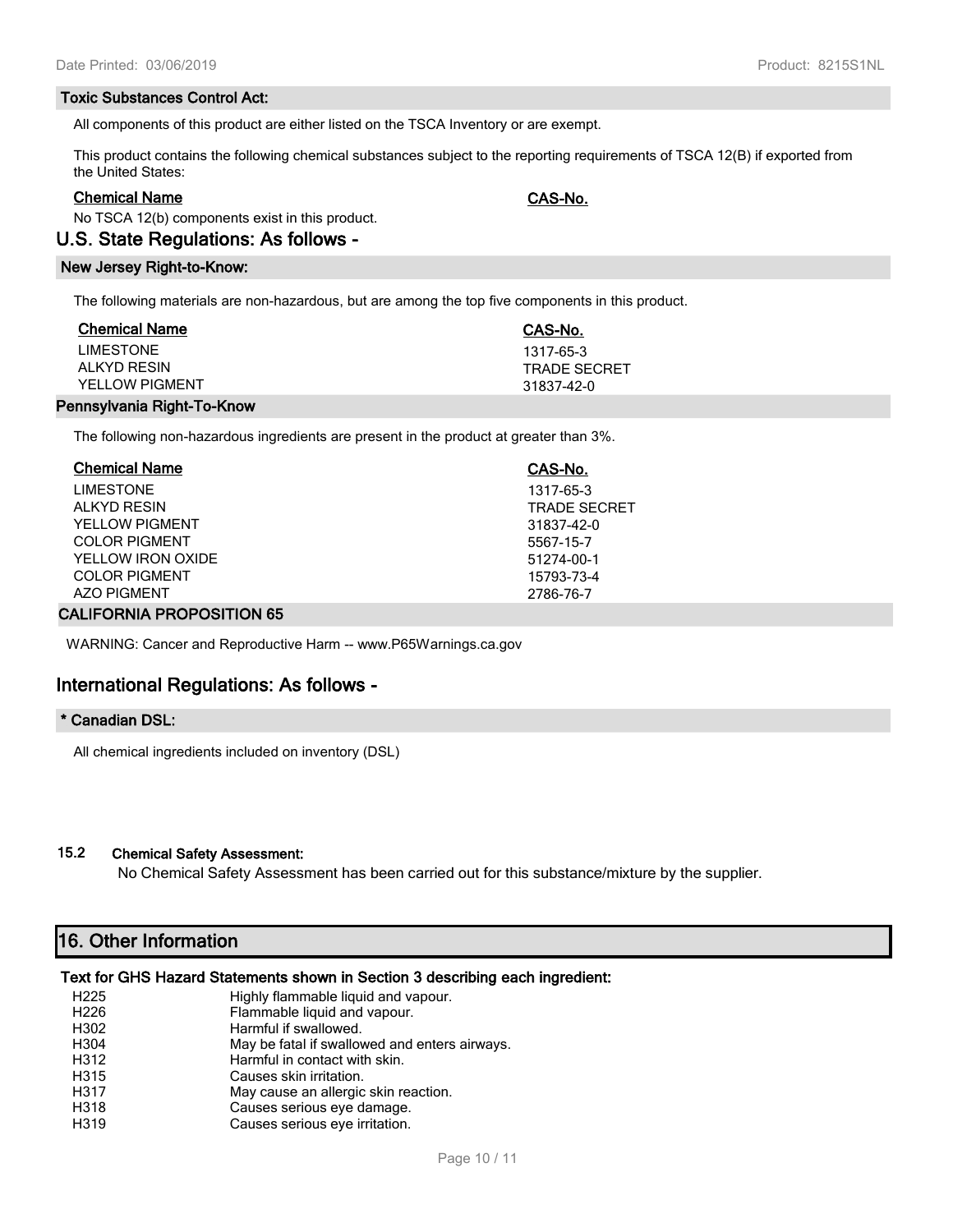### Toxic Substances Control Act:

All components of this product are either listed on the TSCA Inventory or are exempt.

This product contains the following chemical substances subject to the reporting requirements of TSCA 12(B) if exported from the United States:

| Chemical Name | CAS-No. |
|---|---|
| No TSCA 12(b) components exist in this product. | |

## U.S. State Regulations: As follows -

### New Jersey Right-to-Know:

The following materials are non-hazardous, but are among the top five components in this product.

| Chemical Name | CAS-No. |
|---|---|
| LIMESTONE | 1317-65-3 |
| ALKYD RESIN | TRADE SECRET |
| YELLOW PIGMENT | 31837-42-0 |

### Pennsylvania Right-To-Know

The following non-hazardous ingredients are present in the product at greater than 3%.

| Chemical Name | CAS-No. |
|---|---|
| LIMESTONE | 1317-65-3 |
| ALKYD RESIN | TRADE SECRET |
| YELLOW PIGMENT | 31837-42-0 |
| COLOR PIGMENT | 5567-15-7 |
| YELLOW IRON OXIDE | 51274-00-1 |
| COLOR PIGMENT | 15793-73-4 |
| AZO PIGMENT | 2786-76-7 |

### CALIFORNIA PROPOSITION 65

WARNING: Cancer and Reproductive Harm -- www.P65Warnings.ca.gov

## International Regulations: As follows -

### * Canadian DSL:

All chemical ingredients included on inventory (DSL)

### 15.2 Chemical Safety Assessment:

No Chemical Safety Assessment has been carried out for this substance/mixture by the supplier.

## 16. Other Information

### Text for GHS Hazard Statements shown in Section 3 describing each ingredient:

| | |
|---|---|
| H225 | Highly flammable liquid and vapour. |
| H226 | Flammable liquid and vapour. |
| H302 | Harmful if swallowed. |
| H304 | May be fatal if swallowed and enters airways. |
| H312 | Harmful in contact with skin. |
| H315 | Causes skin irritation. |
| H317 | May cause an allergic skin reaction. |
| H318 | Causes serious eye damage. |
| H319 | Causes serious eye irritation. |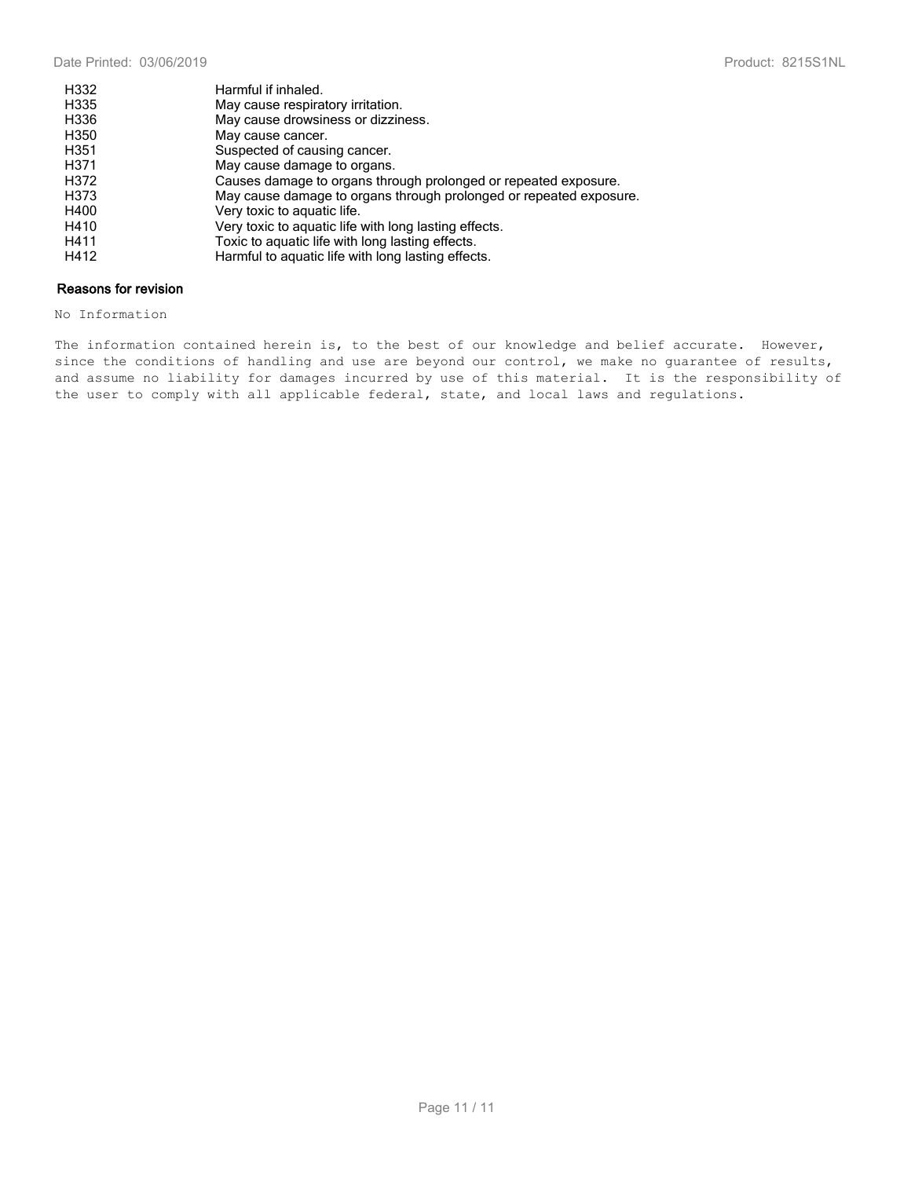| | |
|---|---|
| H332 | Harmful if inhaled. |
| H335 | May cause respiratory irritation. |
| H336 | May cause drowsiness or dizziness. |
| H350 | May cause cancer. |
| H351 | Suspected of causing cancer. |
| H371 | May cause damage to organs. |
| H372 | Causes damage to organs through prolonged or repeated exposure. |
| H373 | May cause damage to organs through prolonged or repeated exposure. |
| H400 | Very toxic to aquatic life. |
| H410 | Very toxic to aquatic life with long lasting effects. |
| H411 | Toxic to aquatic life with long lasting effects. |
| H412 | Harmful to aquatic life with long lasting effects. |

### Reasons for revision

No Information

The information contained herein is, to the best of our knowledge and belief accurate. However, since the conditions of handling and use are beyond our control, we make no guarantee of results, and assume no liability for damages incurred by use of this material. It is the responsibility of the user to comply with all applicable federal, state, and local laws and regulations.